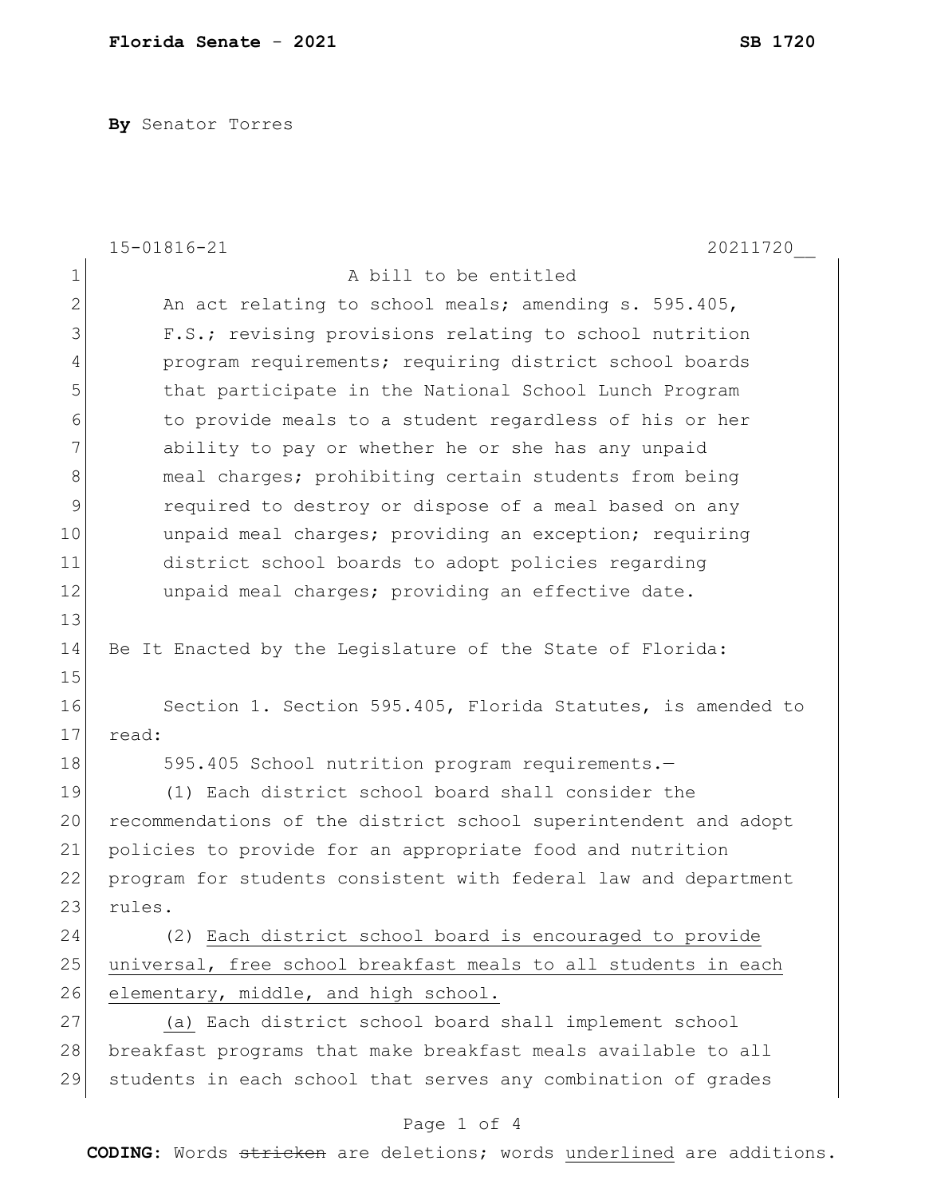**Florida Senate - 2021** **SB 1720**

**By** Senator Torres

15-01816-21 20211720__

A bill to be entitled

An act relating to school meals; amending s. 595.405, F.S.; revising provisions relating to school nutrition program requirements; requiring district school boards that participate in the National School Lunch Program to provide meals to a student regardless of his or her ability to pay or whether he or she has any unpaid meal charges; prohibiting certain students from being required to destroy or dispose of a meal based on any unpaid meal charges; providing an exception; requiring district school boards to adopt policies regarding unpaid meal charges; providing an effective date.

Be It Enacted by the Legislature of the State of Florida:

Section 1. Section 595.405, Florida Statutes, is amended to read:

595.405 School nutrition program requirements.—

(1) Each district school board shall consider the recommendations of the district school superintendent and adopt policies to provide for an appropriate food and nutrition program for students consistent with federal law and department rules.

(2) <u>Each district school board is encouraged to provide universal, free school breakfast meals to all students in each elementary, middle, and high school.</u>

<u>(a)</u> Each district school board shall implement school breakfast programs that make breakfast meals available to all students in each school that serves any combination of grades

**CODING:** Words ~~stricken~~ are deletions; words <u>underlined</u> are additions.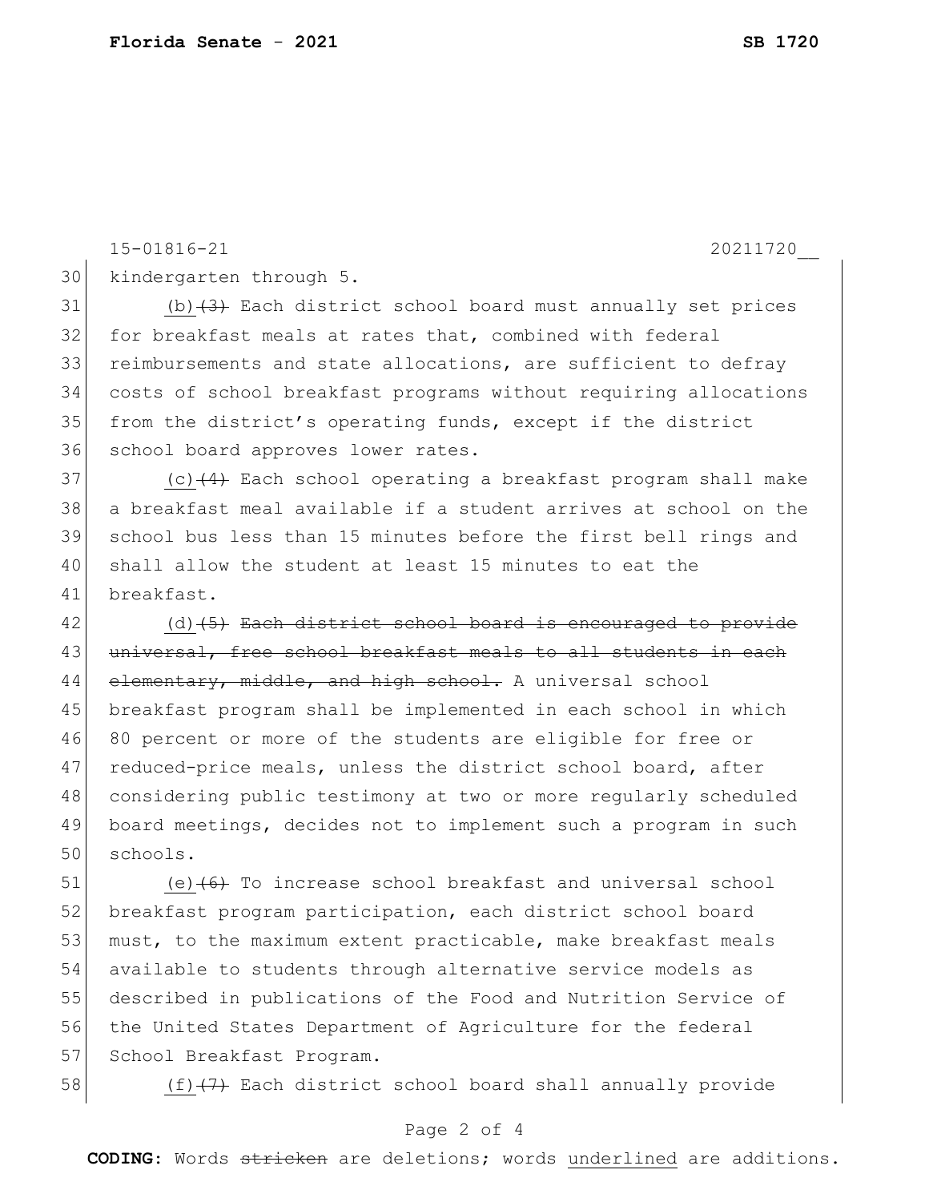kindergarten through 5.

(b)~~(3)~~ Each district school board must annually set prices for breakfast meals at rates that, combined with federal reimbursements and state allocations, are sufficient to defray costs of school breakfast programs without requiring allocations from the district's operating funds, except if the district school board approves lower rates.

(c)~~(4)~~ Each school operating a breakfast program shall make a breakfast meal available if a student arrives at school on the school bus less than 15 minutes before the first bell rings and shall allow the student at least 15 minutes to eat the breakfast.

(d)~~(5) Each district school board is encouraged to provide universal, free school breakfast meals to all students in each elementary, middle, and high school.~~ A universal school breakfast program shall be implemented in each school in which 80 percent or more of the students are eligible for free or reduced-price meals, unless the district school board, after considering public testimony at two or more regularly scheduled board meetings, decides not to implement such a program in such schools.

(e)~~(6)~~ To increase school breakfast and universal school breakfast program participation, each district school board must, to the maximum extent practicable, make breakfast meals available to students through alternative service models as described in publications of the Food and Nutrition Service of the United States Department of Agriculture for the federal School Breakfast Program.

(f)~~(7)~~ Each district school board shall annually provide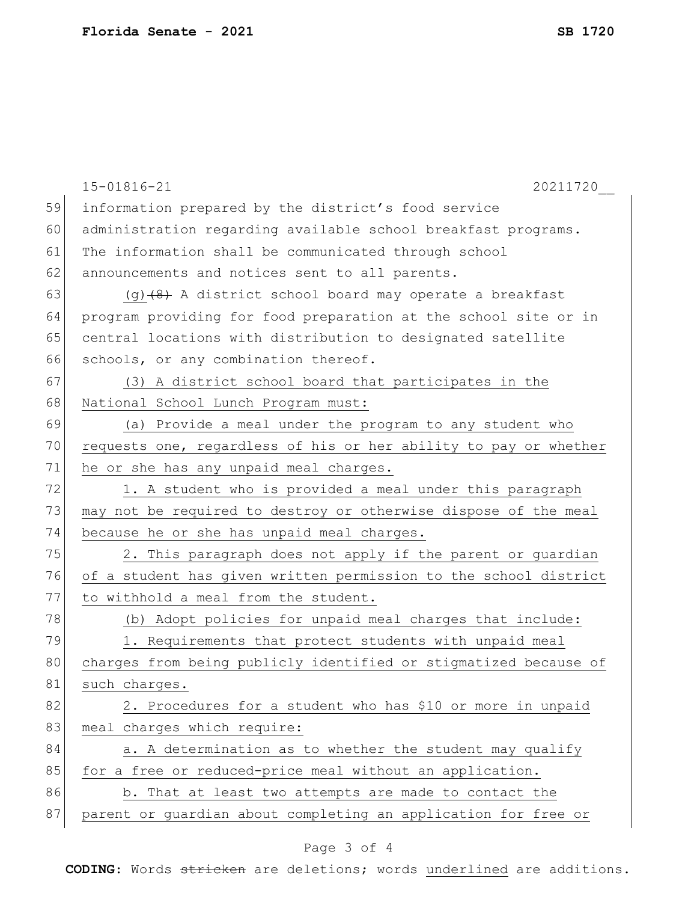information prepared by the district's food service administration regarding available school breakfast programs. The information shall be communicated through school announcements and notices sent to all parents.

(g) ~~(8)~~ A district school board may operate a breakfast program providing for food preparation at the school site or in central locations with distribution to designated satellite schools, or any combination thereof.

<u>(3) A district school board that participates in the National School Lunch Program must:</u>

<u>(a) Provide a meal under the program to any student who requests one, regardless of his or her ability to pay or whether he or she has any unpaid meal charges.</u>

<u>1. A student who is provided a meal under this paragraph may not be required to destroy or otherwise dispose of the meal because he or she has unpaid meal charges.</u>

<u>2. This paragraph does not apply if the parent or guardian of a student has given written permission to the school district to withhold a meal from the student.</u>

<u>(b) Adopt policies for unpaid meal charges that include:</u>

<u>1. Requirements that protect students with unpaid meal charges from being publicly identified or stigmatized because of such charges.</u>

<u>2. Procedures for a student who has $10 or more in unpaid meal charges which require:</u>

<u>a. A determination as to whether the student may qualify for a free or reduced-price meal without an application.</u>

<u>b. That at least two attempts are made to contact the parent or guardian about completing an application for free or</u>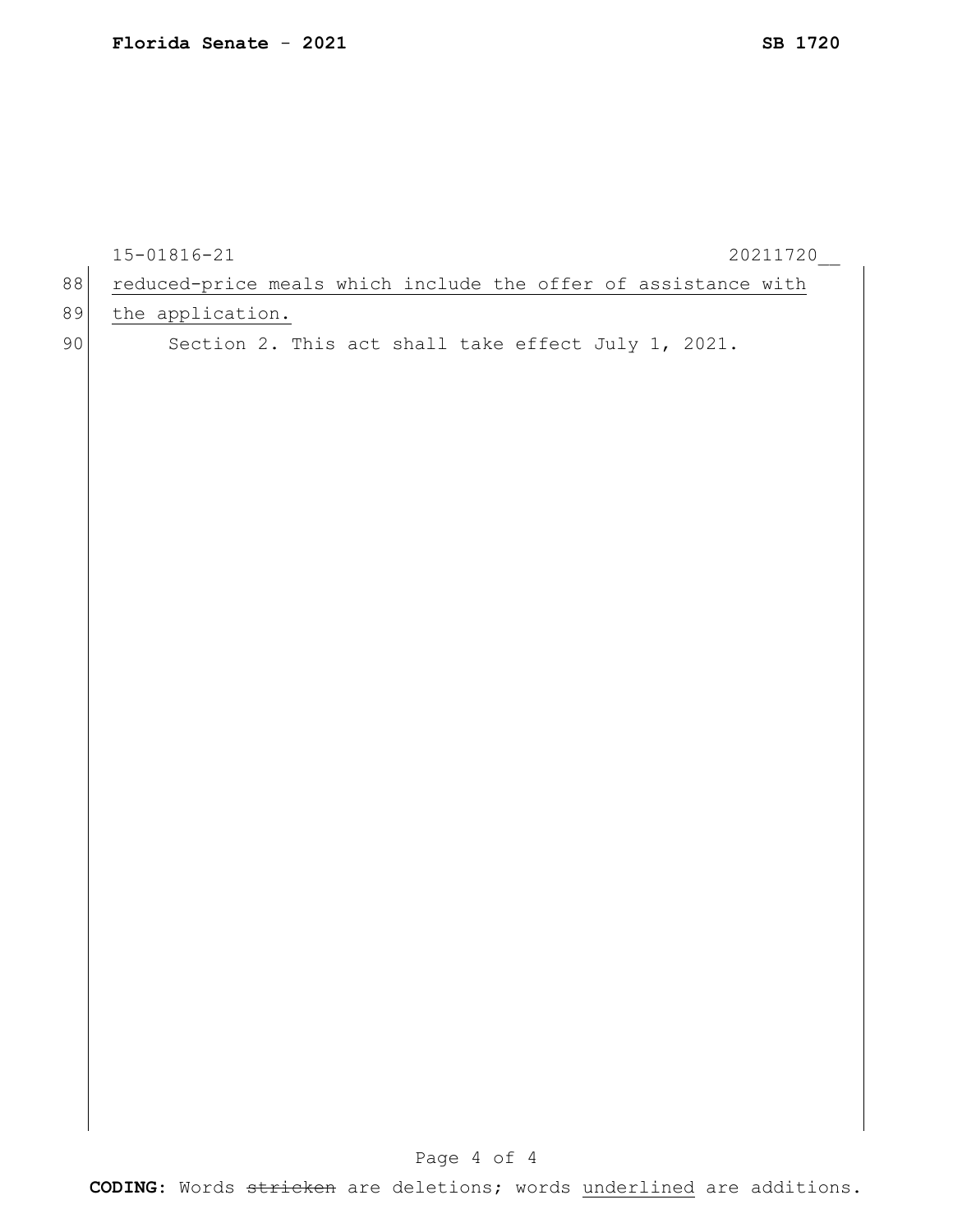15-01816-21 20211720__

88 reduced-price meals which include the offer of assistance with
89 the application.
90 Section 2. This act shall take effect July 1, 2021.

**CODING:** Words ~~stricken~~ are deletions; words underlined are additions.